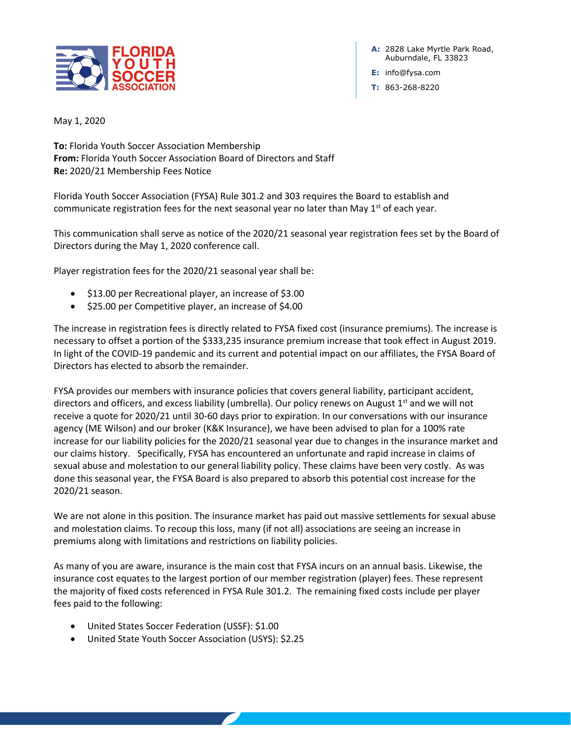FLORIDA YOUTH SOCCER ASSOCIATION

**A:** 2828 Lake Myrtle Park Road, Auburndale, FL 33823

**E:** info@fysa.com

**T:** 863-268-8220

May 1, 2020

**To:** Florida Youth Soccer Association Membership
**From:** Florida Youth Soccer Association Board of Directors and Staff
**Re:** 2020/21 Membership Fees Notice

Florida Youth Soccer Association (FYSA) Rule 301.2 and 303 requires the Board to establish and communicate registration fees for the next seasonal year no later than May 1st of each year.

This communication shall serve as notice of the 2020/21 seasonal year registration fees set by the Board of Directors during the May 1, 2020 conference call.

Player registration fees for the 2020/21 seasonal year shall be:

- $13.00 per Recreational player, an increase of $3.00
- $25.00 per Competitive player, an increase of $4.00

The increase in registration fees is directly related to FYSA fixed cost (insurance premiums). The increase is necessary to offset a portion of the $333,235 insurance premium increase that took effect in August 2019. In light of the COVID-19 pandemic and its current and potential impact on our affiliates, the FYSA Board of Directors has elected to absorb the remainder.

FYSA provides our members with insurance policies that covers general liability, participant accident, directors and officers, and excess liability (umbrella). Our policy renews on August 1st and we will not receive a quote for 2020/21 until 30-60 days prior to expiration. In our conversations with our insurance agency (ME Wilson) and our broker (K&K Insurance), we have been advised to plan for a 100% rate increase for our liability policies for the 2020/21 seasonal year due to changes in the insurance market and our claims history. Specifically, FYSA has encountered an unfortunate and rapid increase in claims of sexual abuse and molestation to our general liability policy. These claims have been very costly. As was done this seasonal year, the FYSA Board is also prepared to absorb this potential cost increase for the 2020/21 season.

We are not alone in this position. The insurance market has paid out massive settlements for sexual abuse and molestation claims. To recoup this loss, many (if not all) associations are seeing an increase in premiums along with limitations and restrictions on liability policies.

As many of you are aware, insurance is the main cost that FYSA incurs on an annual basis. Likewise, the insurance cost equates to the largest portion of our member registration (player) fees. These represent the majority of fixed costs referenced in FYSA Rule 301.2. The remaining fixed costs include per player fees paid to the following:

- United States Soccer Federation (USSF): $1.00
- United State Youth Soccer Association (USYS): $2.25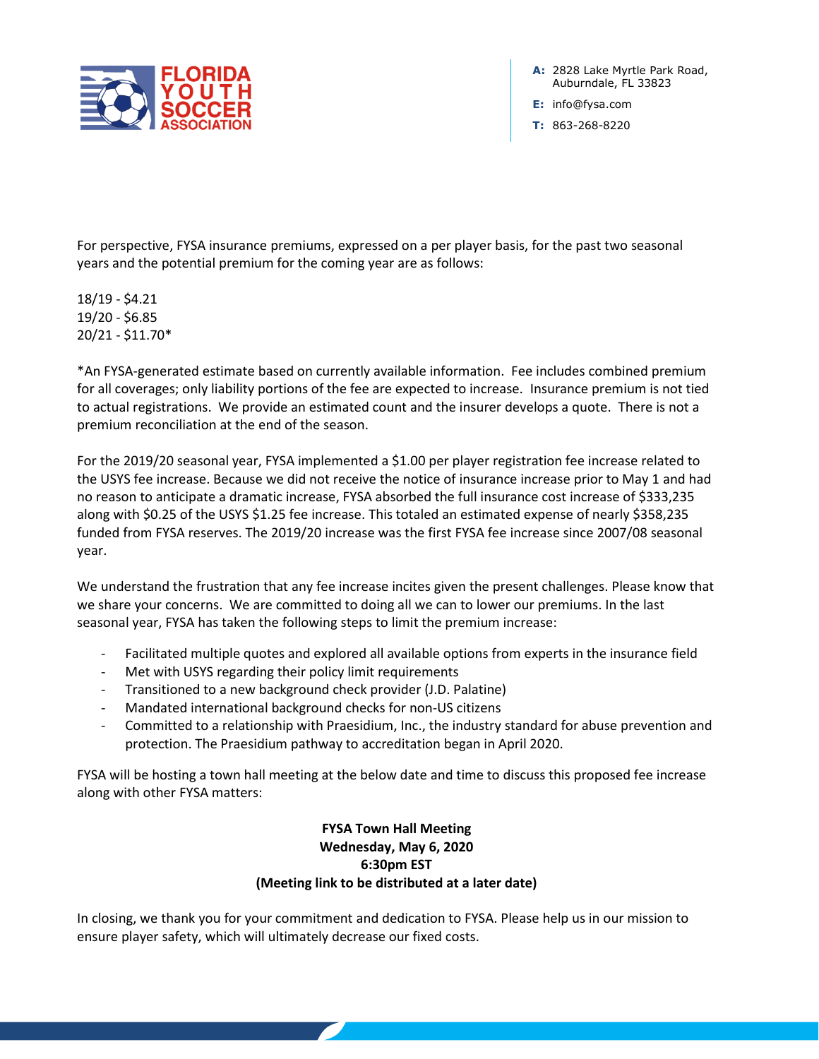For perspective, FYSA insurance premiums, expressed on a per player basis, for the past two seasonal years and the potential premium for the coming year are as follows:

18/19 - $4.21
19/20 - $6.85
20/21 - $11.70*

*An FYSA-generated estimate based on currently available information. Fee includes combined premium for all coverages; only liability portions of the fee are expected to increase. Insurance premium is not tied to actual registrations. We provide an estimated count and the insurer develops a quote. There is not a premium reconciliation at the end of the season.

For the 2019/20 seasonal year, FYSA implemented a $1.00 per player registration fee increase related to the USYS fee increase. Because we did not receive the notice of insurance increase prior to May 1 and had no reason to anticipate a dramatic increase, FYSA absorbed the full insurance cost increase of $333,235 along with $0.25 of the USYS $1.25 fee increase. This totaled an estimated expense of nearly $358,235 funded from FYSA reserves. The 2019/20 increase was the first FYSA fee increase since 2007/08 seasonal year.

We understand the frustration that any fee increase incites given the present challenges. Please know that we share your concerns. We are committed to doing all we can to lower our premiums. In the last seasonal year, FYSA has taken the following steps to limit the premium increase:

- Facilitated multiple quotes and explored all available options from experts in the insurance field
- Met with USYS regarding their policy limit requirements
- Transitioned to a new background check provider (J.D. Palatine)
- Mandated international background checks for non-US citizens
- Committed to a relationship with Praesidium, Inc., the industry standard for abuse prevention and protection. The Praesidium pathway to accreditation began in April 2020.

FYSA will be hosting a town hall meeting at the below date and time to discuss this proposed fee increase along with other FYSA matters:

**FYSA Town Hall Meeting**
**Wednesday, May 6, 2020**
**6:30pm EST**
**(Meeting link to be distributed at a later date)**

In closing, we thank you for your commitment and dedication to FYSA. Please help us in our mission to ensure player safety, which will ultimately decrease our fixed costs.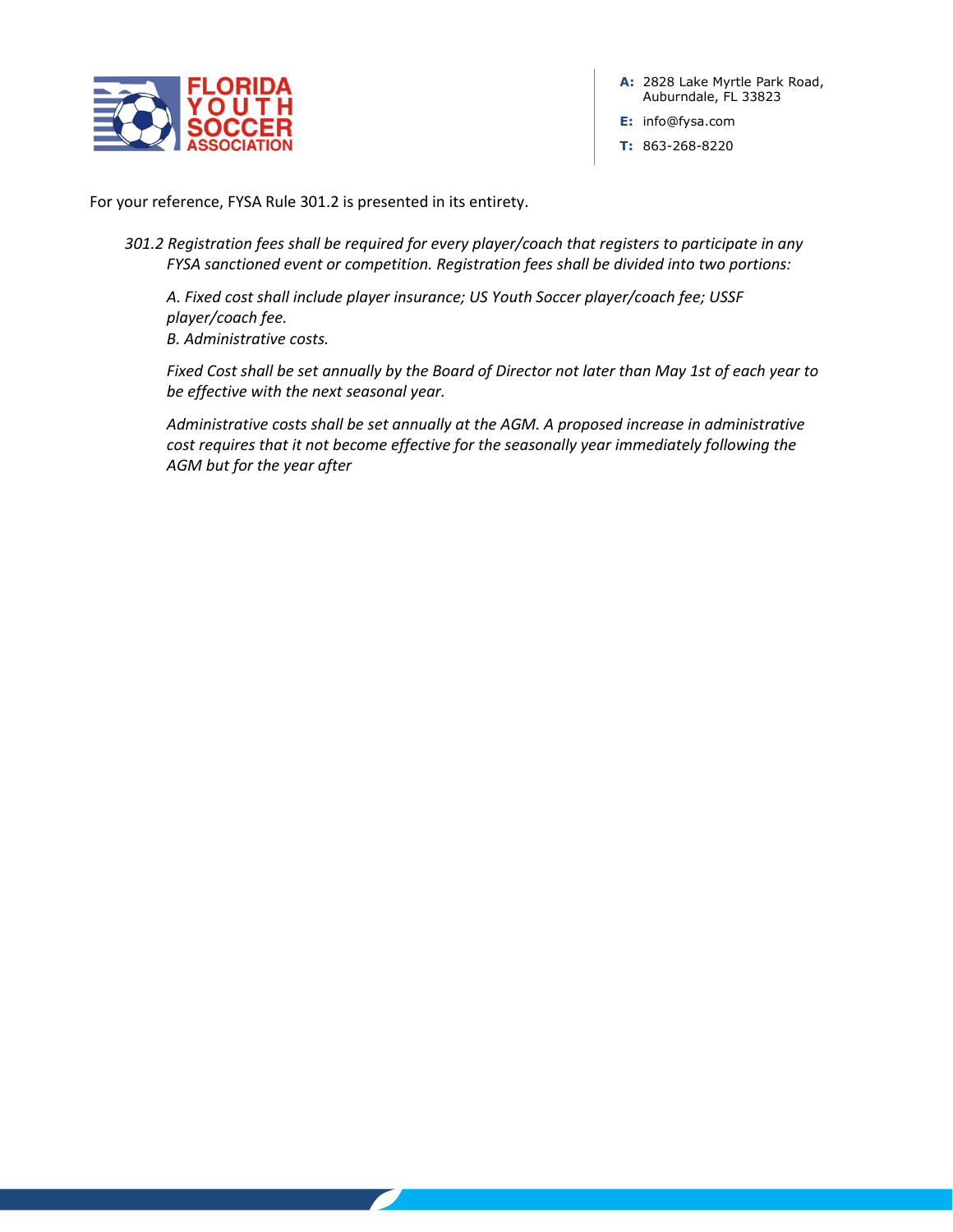For your reference, FYSA Rule 301.2 is presented in its entirety.

*301.2 Registration fees shall be required for every player/coach that registers to participate in any FYSA sanctioned event or competition. Registration fees shall be divided into two portions:*

*A. Fixed cost shall include player insurance; US Youth Soccer player/coach fee; USSF player/coach fee.*
*B. Administrative costs.*

*Fixed Cost shall be set annually by the Board of Director not later than May 1st of each year to be effective with the next seasonal year.*

*Administrative costs shall be set annually at the AGM. A proposed increase in administrative cost requires that it not become effective for the seasonally year immediately following the AGM but for the year after*